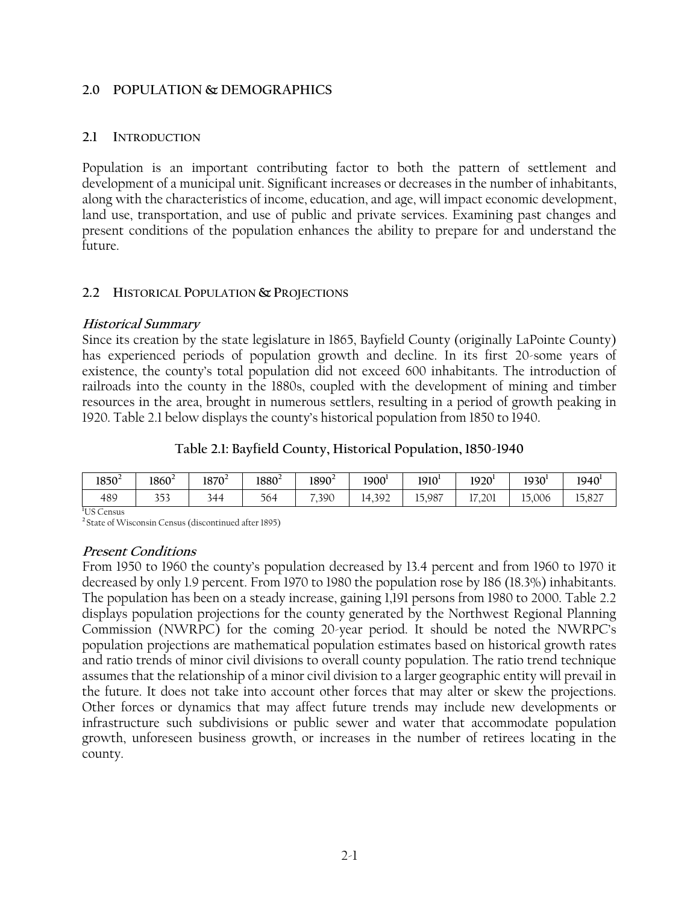## 2.0 POPULATION & DEMOGRAPHICS

### 2.1 INTRODUCTION

Population is an important contributing factor to both the pattern of settlement and development of a municipal unit. Significant increases or decreases in the number of inhabitants, along with the characteristics of income, education, and age, will impact economic development, land use, transportation, and use of public and private services. Examining past changes and present conditions of the population enhances the ability to prepare for and understand the future.

### 2.2 HISTORICAL POPULATION & PROJECTIONS

#### *Historical Summary*

Since its creation by the state legislature in 1865, Bayfield County (originally LaPointe County) has experienced periods of population growth and decline. In its first 20-some years of existence, the county's total population did not exceed 600 inhabitants. The introduction of railroads into the county in the 1880s, coupled with the development of mining and timber resources in the area, brought in numerous settlers, resulting in a period of growth peaking in 1920. Table 2.1 below displays the county's historical population from 1850 to 1940.

**Table 2.1: Bayfield County, Historical Population, 1850-1940**

| 1850[2] | 1860[2] | 1870[2] | 1880[2] | 1890[2] | 1900[1] | 1910[1] | 1920[1] | 1930[1] | 1940[1] |
|---|---|---|---|---|---|---|---|---|---|
| 489 | 353 | 344 | 564 | 7,390 | 14,392 | 15,987 | 17,201 | 15,006 | 15,827 |

[1]US Census
[2]State of Wisconsin Census (discontinued after 1895)

#### *Present Conditions*

From 1950 to 1960 the county's population decreased by 13.4 percent and from 1960 to 1970 it decreased by only 1.9 percent. From 1970 to 1980 the population rose by 186 (18.3%) inhabitants. The population has been on a steady increase, gaining 1,191 persons from 1980 to 2000. Table 2.2 displays population projections for the county generated by the Northwest Regional Planning Commission (NWRPC) for the coming 20-year period. It should be noted the NWRPC's population projections are mathematical population estimates based on historical growth rates and ratio trends of minor civil divisions to overall county population. The ratio trend technique assumes that the relationship of a minor civil division to a larger geographic entity will prevail in the future. It does not take into account other forces that may alter or skew the projections. Other forces or dynamics that may affect future trends may include new developments or infrastructure such subdivisions or public sewer and water that accommodate population growth, unforeseen business growth, or increases in the number of retirees locating in the county.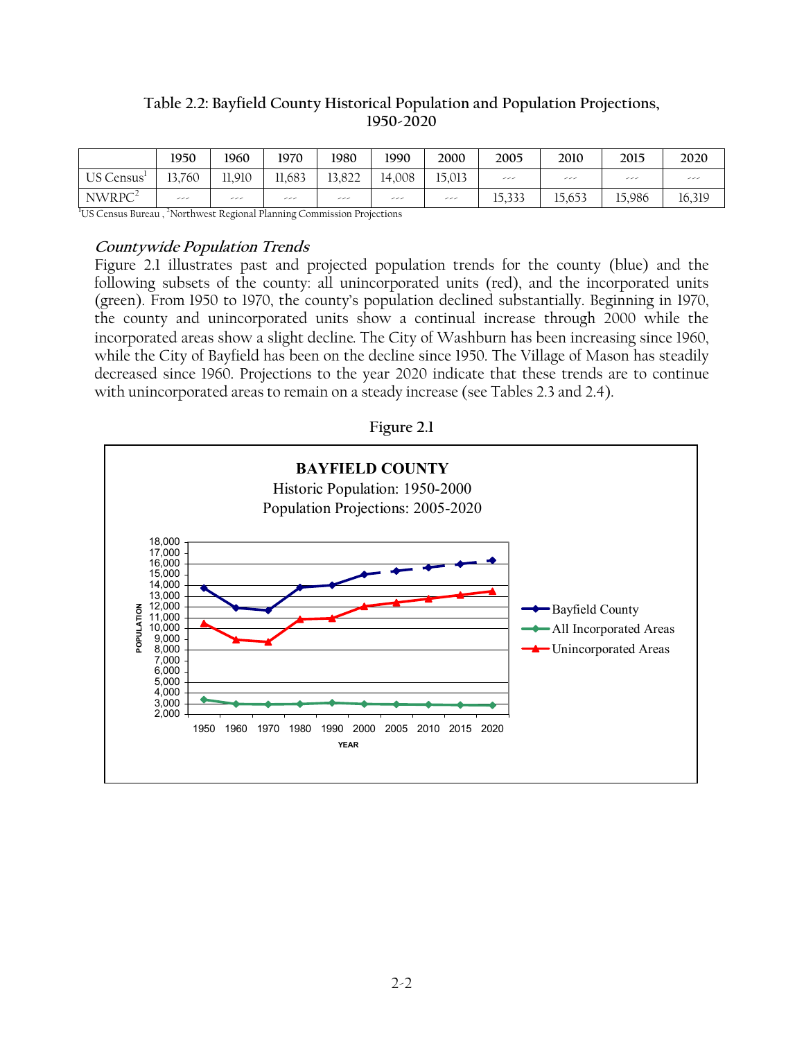**Table 2.2: Bayfield County Historical Population and Population Projections, 1950-2020**

| | 1950 | 1960 | 1970 | 1980 | 1990 | 2000 | 2005 | 2010 | 2015 | 2020 |
|---|---|---|---|---|---|---|---|---|---|---|
| US Census[1] | 13,760 | 11,910 | 11,683 | 13,822 | 14,008 | 15,013 | --- | --- | --- | --- |
| NWRPC[2] | --- | --- | --- | --- | --- | --- | 15,333 | 15,653 | 15,986 | 16,319 |

[1]US Census Bureau , [2]Northwest Regional Planning Commission Projections

### *Countywide Population Trends*

Figure 2.1 illustrates past and projected population trends for the county (blue) and the following subsets of the county: all unincorporated units (red), and the incorporated units (green). From 1950 to 1970, the county's population declined substantially. Beginning in 1970, the county and unincorporated units show a continual increase through 2000 while the incorporated areas show a slight decline. The City of Washburn has been increasing since 1960, while the City of Bayfield has been on the decline since 1950. The Village of Mason has steadily decreased since 1960. Projections to the year 2020 indicate that these trends are to continue with unincorporated areas to remain on a steady increase (see Tables 2.3 and 2.4).

**Figure 2.1**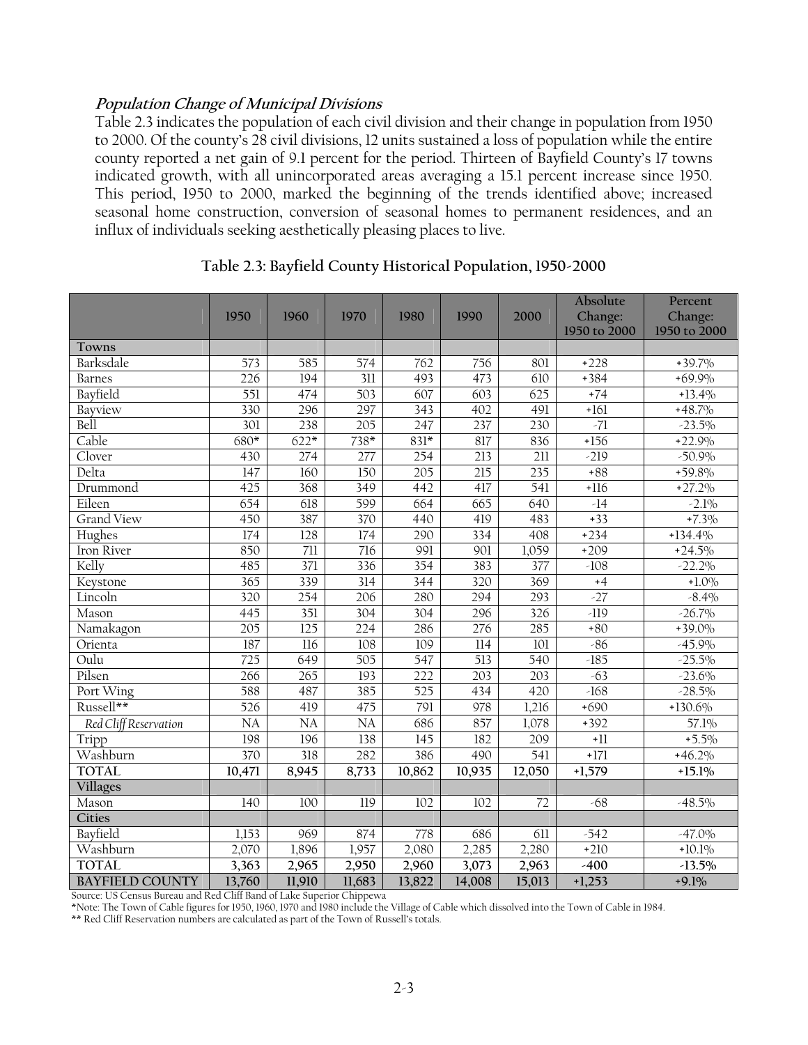### *Population Change of Municipal Divisions*

Table 2.3 indicates the population of each civil division and their change in population from 1950 to 2000. Of the county's 28 civil divisions, 12 units sustained a loss of population while the entire county reported a net gain of 9.1 percent for the period. Thirteen of Bayfield County's 17 towns indicated growth, with all unincorporated areas averaging a 15.1 percent increase since 1950. This period, 1950 to 2000, marked the beginning of the trends identified above; increased seasonal home construction, conversion of seasonal homes to permanent residences, and an influx of individuals seeking aesthetically pleasing places to live.

**Table 2.3: Bayfield County Historical Population, 1950-2000**

| | 1950 | 1960 | 1970 | 1980 | 1990 | 2000 | Absolute Change: 1950 to 2000 | Percent Change: 1950 to 2000 |
|---|---|---|---|---|---|---|---|---|
| **Towns** | | | | | | | | |
| Barksdale | 573 | 585 | 574 | 762 | 756 | 801 | +228 | +39.7% |
| Barnes | 226 | 194 | 311 | 493 | 473 | 610 | +384 | +69.9% |
| Bayfield | 551 | 474 | 503 | 607 | 603 | 625 | +74 | +13.4% |
| Bayview | 330 | 296 | 297 | 343 | 402 | 491 | +161 | +48.7% |
| Bell | 301 | 238 | 205 | 247 | 237 | 230 | -71 | -23.5% |
| Cable | 680* | 622* | 738* | 831* | 817 | 836 | +156 | +22.9% |
| Clover | 430 | 274 | 277 | 254 | 213 | 211 | -219 | -50.9% |
| Delta | 147 | 160 | 150 | 205 | 215 | 235 | +88 | +59.8% |
| Drummond | 425 | 368 | 349 | 442 | 417 | 541 | +116 | +27.2% |
| Eileen | 654 | 618 | 599 | 664 | 665 | 640 | -14 | -2.1% |
| Grand View | 450 | 387 | 370 | 440 | 419 | 483 | +33 | +7.3% |
| Hughes | 174 | 128 | 174 | 290 | 334 | 408 | +234 | +134.4% |
| Iron River | 850 | 711 | 716 | 991 | 901 | 1,059 | +209 | +24.5% |
| Kelly | 485 | 371 | 336 | 354 | 383 | 377 | -108 | -22.2% |
| Keystone | 365 | 339 | 314 | 344 | 320 | 369 | +4 | +1.0% |
| Lincoln | 320 | 254 | 206 | 280 | 294 | 293 | -27 | -8.4% |
| Mason | 445 | 351 | 304 | 304 | 296 | 326 | -119 | -26.7% |
| Namakagon | 205 | 125 | 224 | 286 | 276 | 285 | +80 | +39.0% |
| Orienta | 187 | 116 | 108 | 109 | 114 | 101 | -86 | -45.9% |
| Oulu | 725 | 649 | 505 | 547 | 513 | 540 | -185 | -25.5% |
| Pilsen | 266 | 265 | 193 | 222 | 203 | 203 | -63 | -23.6% |
| Port Wing | 588 | 487 | 385 | 525 | 434 | 420 | -168 | -28.5% |
| Russell** | 526 | 419 | 475 | 791 | 978 | 1,216 | +690 | +130.6% |
| *Red Cliff Reservation* | NA | NA | NA | 686 | 857 | 1,078 | +392 | 57.1% |
| Tripp | 198 | 196 | 138 | 145 | 182 | 209 | +11 | +5.5% |
| Washburn | 370 | 318 | 282 | 386 | 490 | 541 | +171 | +46.2% |
| **TOTAL** | **10,471** | **8,945** | **8,733** | **10,862** | **10,935** | **12,050** | **+1,579** | **+15.1%** |
| **Villages** | | | | | | | | |
| Mason | 140 | 100 | 119 | 102 | 102 | 72 | -68 | -48.5% |
| **Cities** | | | | | | | | |
| Bayfield | 1,153 | 969 | 874 | 778 | 686 | 611 | -542 | -47.0% |
| Washburn | 2,070 | 1,896 | 1,957 | 2,080 | 2,285 | 2,280 | +210 | +10.1% |
| **TOTAL** | **3,363** | **2,965** | **2,950** | **2,960** | **3,073** | **2,963** | **-400** | **-13.5%** |
| **BAYFIELD COUNTY** | **13,760** | **11,910** | **11,683** | **13,822** | **14,008** | **15,013** | **+1,253** | **+9.1%** |

Source: US Census Bureau and Red Cliff Band of Lake Superior Chippewa

*Note: The Town of Cable figures for 1950, 1960, 1970 and 1980 include the Village of Cable which dissolved into the Town of Cable in 1984.

** Red Cliff Reservation numbers are calculated as part of the Town of Russell's totals.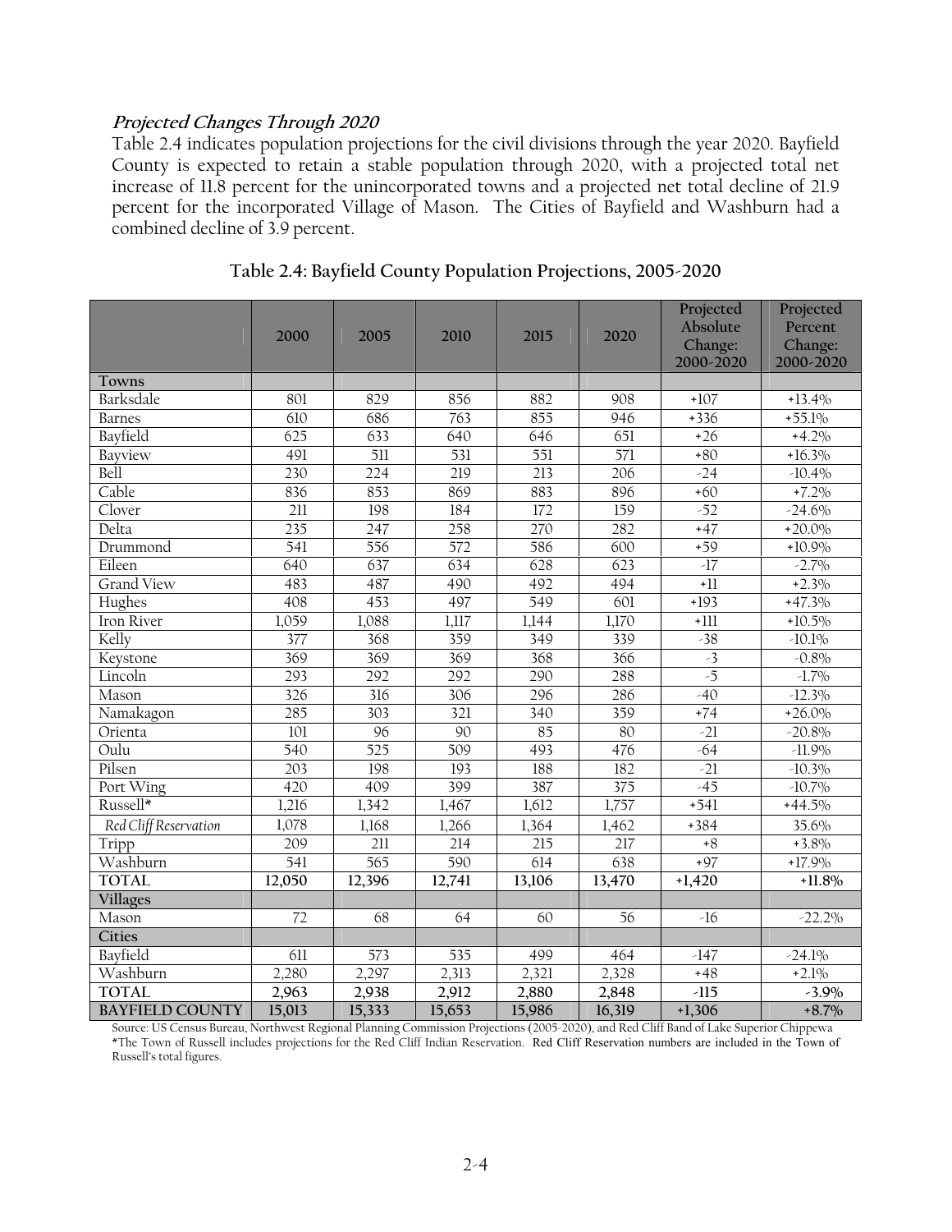### *Projected Changes Through 2020*

Table 2.4 indicates population projections for the civil divisions through the year 2020. Bayfield County is expected to retain a stable population through 2020, with a projected total net increase of 11.8 percent for the unincorporated towns and a projected net total decline of 21.9 percent for the incorporated Village of Mason. The Cities of Bayfield and Washburn had a combined decline of 3.9 percent.

**Table 2.4: Bayfield County Population Projections, 2005-2020**

| | 2000 | 2005 | 2010 | 2015 | 2020 | Projected Absolute Change: 2000-2020 | Projected Percent Change: 2000-2020 |
|---|---|---|---|---|---|---|---|
| **Towns** | | | | | | | |
| Barksdale | 801 | 829 | 856 | 882 | 908 | +107 | +13.4% |
| Barnes | 610 | 686 | 763 | 855 | 946 | +336 | +55.1% |
| Bayfield | 625 | 633 | 640 | 646 | 651 | +26 | +4.2% |
| Bayview | 491 | 511 | 531 | 551 | 571 | +80 | +16.3% |
| Bell | 230 | 224 | 219 | 213 | 206 | -24 | -10.4% |
| Cable | 836 | 853 | 869 | 883 | 896 | +60 | +7.2% |
| Clover | 211 | 198 | 184 | 172 | 159 | -52 | -24.6% |
| Delta | 235 | 247 | 258 | 270 | 282 | +47 | +20.0% |
| Drummond | 541 | 556 | 572 | 586 | 600 | +59 | +10.9% |
| Eileen | 640 | 637 | 634 | 628 | 623 | -17 | -2.7% |
| Grand View | 483 | 487 | 490 | 492 | 494 | +11 | +2.3% |
| Hughes | 408 | 453 | 497 | 549 | 601 | +193 | +47.3% |
| Iron River | 1,059 | 1,088 | 1,117 | 1,144 | 1,170 | +111 | +10.5% |
| Kelly | 377 | 368 | 359 | 349 | 339 | -38 | -10.1% |
| Keystone | 369 | 369 | 369 | 368 | 366 | -3 | -0.8% |
| Lincoln | 293 | 292 | 292 | 290 | 288 | -5 | -1.7% |
| Mason | 326 | 316 | 306 | 296 | 286 | -40 | -12.3% |
| Namakagon | 285 | 303 | 321 | 340 | 359 | +74 | +26.0% |
| Orienta | 101 | 96 | 90 | 85 | 80 | -21 | -20.8% |
| Oulu | 540 | 525 | 509 | 493 | 476 | -64 | -11.9% |
| Pilsen | 203 | 198 | 193 | 188 | 182 | -21 | -10.3% |
| Port Wing | 420 | 409 | 399 | 387 | 375 | -45 | -10.7% |
| Russell* | 1,216 | 1,342 | 1,467 | 1,612 | 1,757 | +541 | +44.5% |
| *Red Cliff Reservation* | 1,078 | 1,168 | 1,266 | 1,364 | 1,462 | +384 | 35.6% |
| Tripp | 209 | 211 | 214 | 215 | 217 | +8 | +3.8% |
| Washburn | 541 | 565 | 590 | 614 | 638 | +97 | +17.9% |
| **TOTAL** | **12,050** | **12,396** | **12,741** | **13,106** | **13,470** | **+1,420** | **+11.8%** |
| **Villages** | | | | | | | |
| Mason | 72 | 68 | 64 | 60 | 56 | -16 | -22.2% |
| **Cities** | | | | | | | |
| Bayfield | 611 | 573 | 535 | 499 | 464 | -147 | -24.1% |
| Washburn | 2,280 | 2,297 | 2,313 | 2,321 | 2,328 | +48 | +2.1% |
| **TOTAL** | **2,963** | **2,938** | **2,912** | **2,880** | **2,848** | **-115** | **-3.9%** |
| **BAYFIELD COUNTY** | **15,013** | **15,333** | **15,653** | **15,986** | **16,319** | **+1,306** | **+8.7%** |

Source: US Census Bureau, Northwest Regional Planning Commission Projections (2005-2020), and Red Cliff Band of Lake Superior Chippewa
*The Town of Russell includes projections for the Red Cliff Indian Reservation. Red Cliff Reservation numbers are included in the Town of Russell's total figures.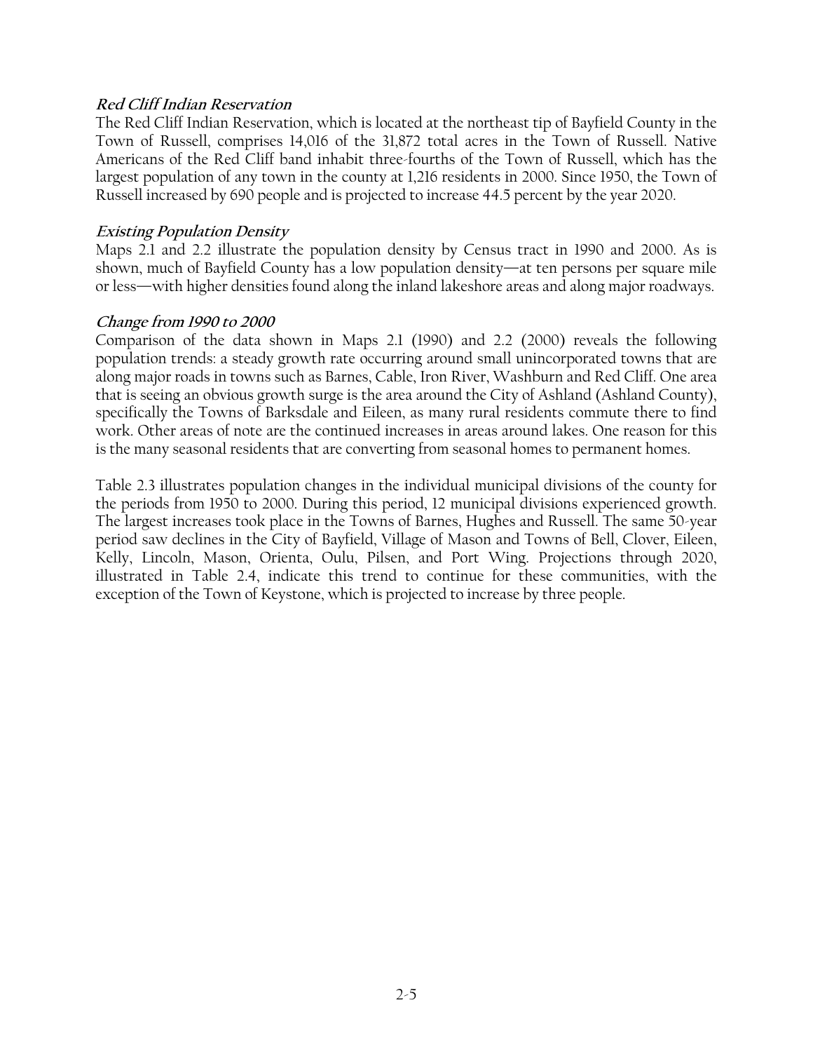### *Red Cliff Indian Reservation*

The Red Cliff Indian Reservation, which is located at the northeast tip of Bayfield County in the Town of Russell, comprises 14,016 of the 31,872 total acres in the Town of Russell. Native Americans of the Red Cliff band inhabit three-fourths of the Town of Russell, which has the largest population of any town in the county at 1,216 residents in 2000. Since 1950, the Town of Russell increased by 690 people and is projected to increase 44.5 percent by the year 2020.

### *Existing Population Density*

Maps 2.1 and 2.2 illustrate the population density by Census tract in 1990 and 2000. As is shown, much of Bayfield County has a low population density—at ten persons per square mile or less—with higher densities found along the inland lakeshore areas and along major roadways.

### *Change from 1990 to 2000*

Comparison of the data shown in Maps 2.1 (1990) and 2.2 (2000) reveals the following population trends: a steady growth rate occurring around small unincorporated towns that are along major roads in towns such as Barnes, Cable, Iron River, Washburn and Red Cliff. One area that is seeing an obvious growth surge is the area around the City of Ashland (Ashland County), specifically the Towns of Barksdale and Eileen, as many rural residents commute there to find work. Other areas of note are the continued increases in areas around lakes. One reason for this is the many seasonal residents that are converting from seasonal homes to permanent homes.

Table 2.3 illustrates population changes in the individual municipal divisions of the county for the periods from 1950 to 2000. During this period, 12 municipal divisions experienced growth. The largest increases took place in the Towns of Barnes, Hughes and Russell. The same 50-year period saw declines in the City of Bayfield, Village of Mason and Towns of Bell, Clover, Eileen, Kelly, Lincoln, Mason, Orienta, Oulu, Pilsen, and Port Wing. Projections through 2020, illustrated in Table 2.4, indicate this trend to continue for these communities, with the exception of the Town of Keystone, which is projected to increase by three people.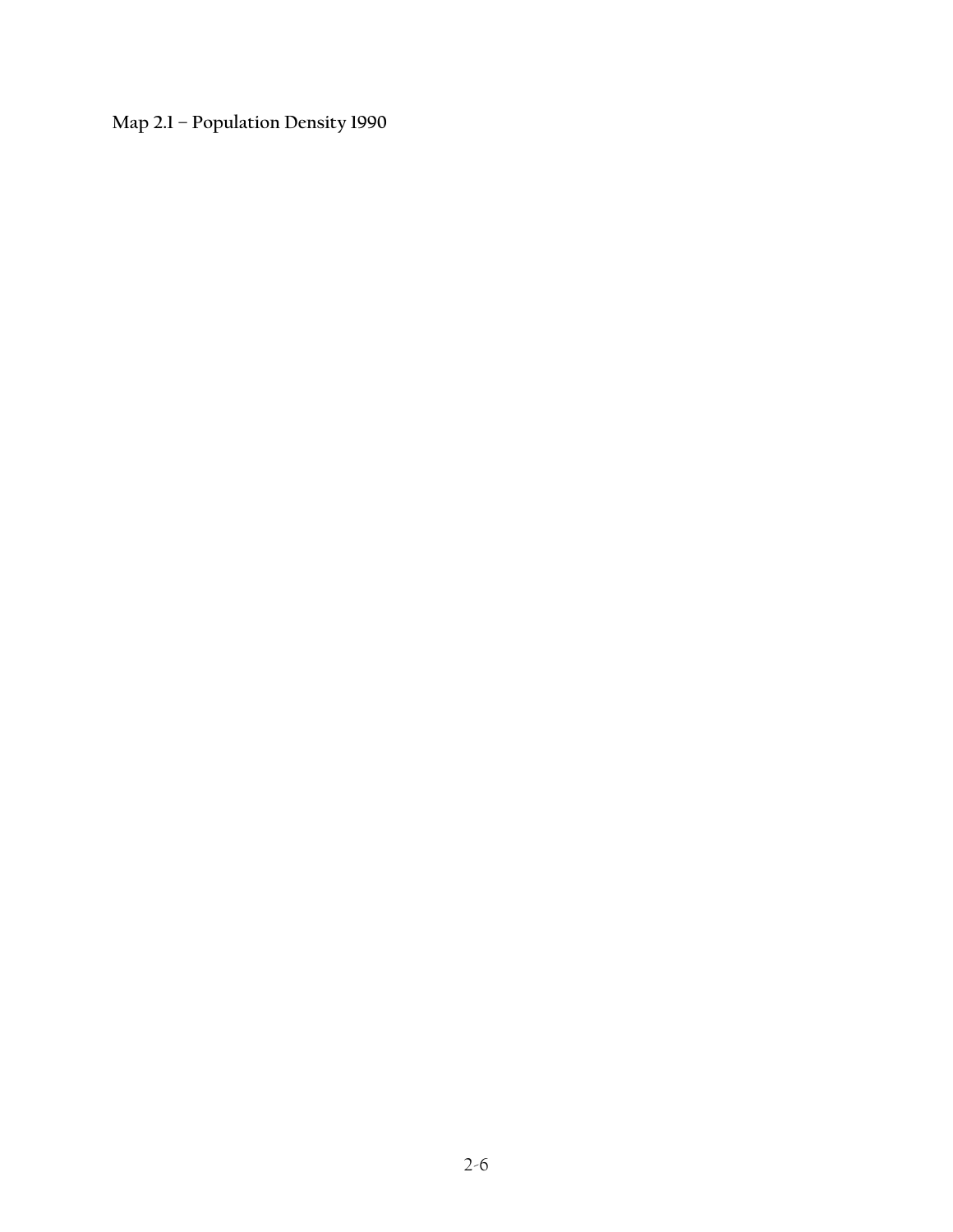**Map 2.1 – Population Density 1990**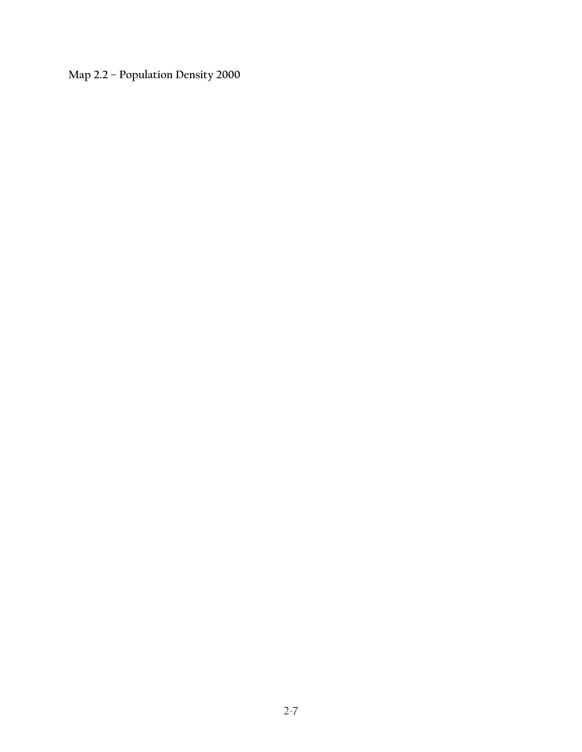**Map 2.2 – Population Density 2000**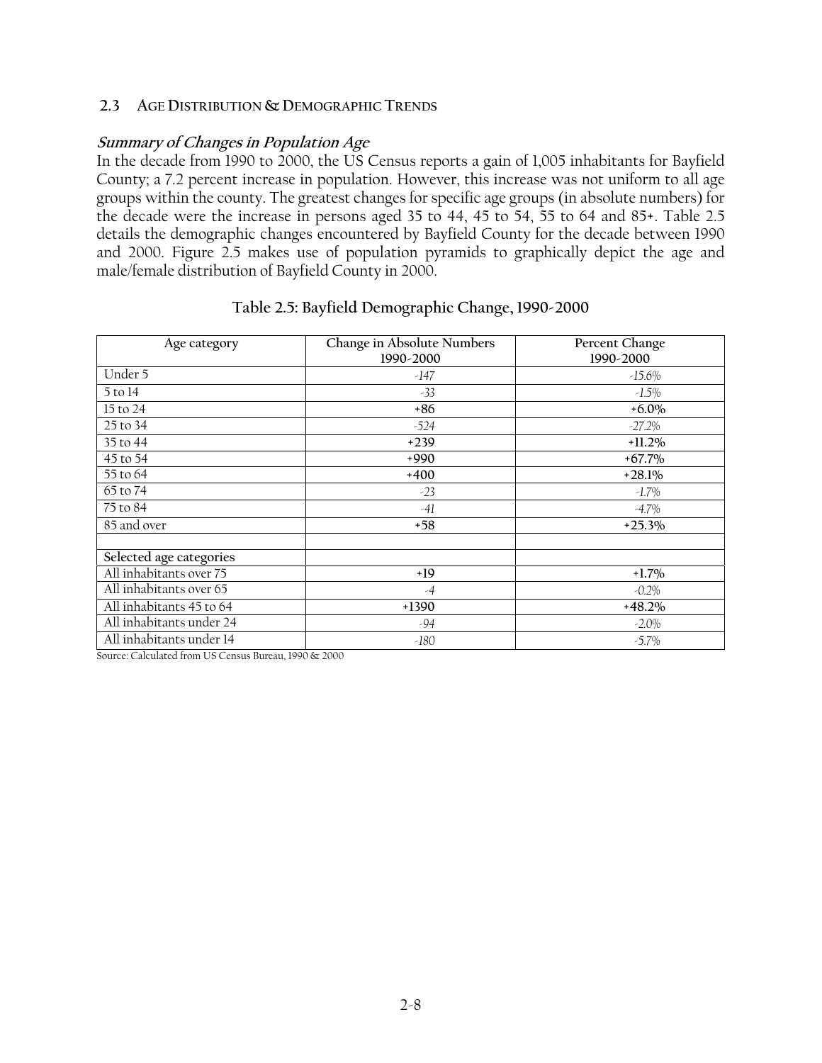### 2.3 Age Distribution & Demographic Trends

***Summary of Changes in Population Age***

In the decade from 1990 to 2000, the US Census reports a gain of 1,005 inhabitants for Bayfield County; a 7.2 percent increase in population. However, this increase was not uniform to all age groups within the county. The greatest changes for specific age groups (in absolute numbers) for the decade were the increase in persons aged 35 to 44, 45 to 54, 55 to 64 and 85+. Table 2.5 details the demographic changes encountered by Bayfield County for the decade between 1990 and 2000. Figure 2.5 makes use of population pyramids to graphically depict the age and male/female distribution of Bayfield County in 2000.

**Table 2.5: Bayfield Demographic Change, 1990-2000**

| Age category | Change in Absolute Numbers 1990-2000 | Percent Change 1990-2000 |
|---|---|---|
| Under 5 | *-147* | *-15.6%* |
| 5 to 14 | *-33* | *-1.5%* |
| 15 to 24 | **+86** | **+6.0%** |
| 25 to 34 | *-524* | *-27.2%* |
| 35 to 44 | **+239** | **+11.2%** |
| 45 to 54 | **+990** | **+67.7%** |
| 55 to 64 | **+400** | **+28.1%** |
| 65 to 74 | *-23* | *-1.7%* |
| 75 to 84 | *-41* | *-4.7%* |
| 85 and over | **+58** | **+25.3%** |
| | | |
| **Selected age categories** | | |
| All inhabitants over 75 | **+19** | **+1.7%** |
| All inhabitants over 65 | *-4* | *-0.2%* |
| All inhabitants 45 to 64 | **+1390** | **+48.2%** |
| All inhabitants under 24 | *-94* | *-2.0%* |
| All inhabitants under 14 | *-180* | *-5.7%* |

Source: Calculated from US Census Bureau, 1990 & 2000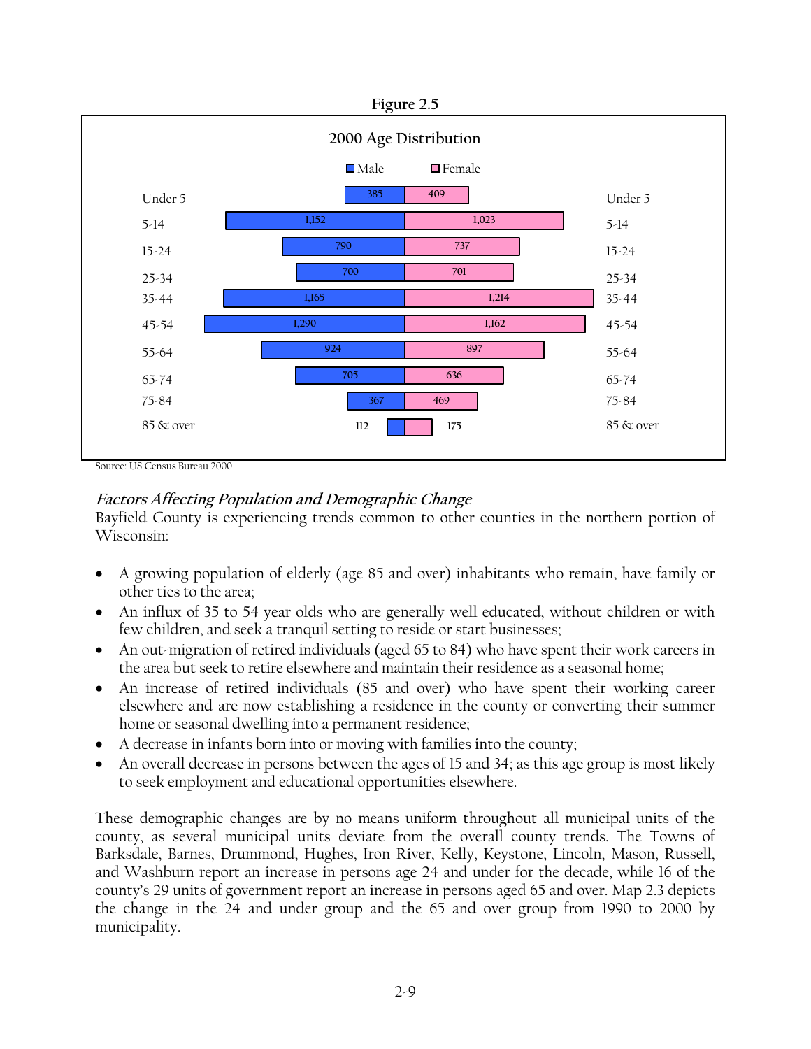Figure 2.5

**2000 Age Distribution**

| Age | Male | Female |
|---|---|---|
| Under 5 | 385 | 409 |
| 5-14 | 1,152 | 1,023 |
| 15-24 | 790 | 737 |
| 25-34 | 700 | 701 |
| 35-44 | 1,165 | 1,214 |
| 45-54 | 1,290 | 1,162 |
| 55-64 | 924 | 897 |
| 65-74 | 705 | 636 |
| 75-84 | 367 | 469 |
| 85 & over | 112 | 175 |

Source: US Census Bureau 2000

### *Factors Affecting Population and Demographic Change*

Bayfield County is experiencing trends common to other counties in the northern portion of Wisconsin:

- A growing population of elderly (age 85 and over) inhabitants who remain, have family or other ties to the area;
- An influx of 35 to 54 year olds who are generally well educated, without children or with few children, and seek a tranquil setting to reside or start businesses;
- An out-migration of retired individuals (aged 65 to 84) who have spent their work careers in the area but seek to retire elsewhere and maintain their residence as a seasonal home;
- An increase of retired individuals (85 and over) who have spent their working career elsewhere and are now establishing a residence in the county or converting their summer home or seasonal dwelling into a permanent residence;
- A decrease in infants born into or moving with families into the county;
- An overall decrease in persons between the ages of 15 and 34; as this age group is most likely to seek employment and educational opportunities elsewhere.

These demographic changes are by no means uniform throughout all municipal units of the county, as several municipal units deviate from the overall county trends. The Towns of Barksdale, Barnes, Drummond, Hughes, Iron River, Kelly, Keystone, Lincoln, Mason, Russell, and Washburn report an increase in persons age 24 and under for the decade, while 16 of the county's 29 units of government report an increase in persons aged 65 and over. Map 2.3 depicts the change in the 24 and under group and the 65 and over group from 1990 to 2000 by municipality.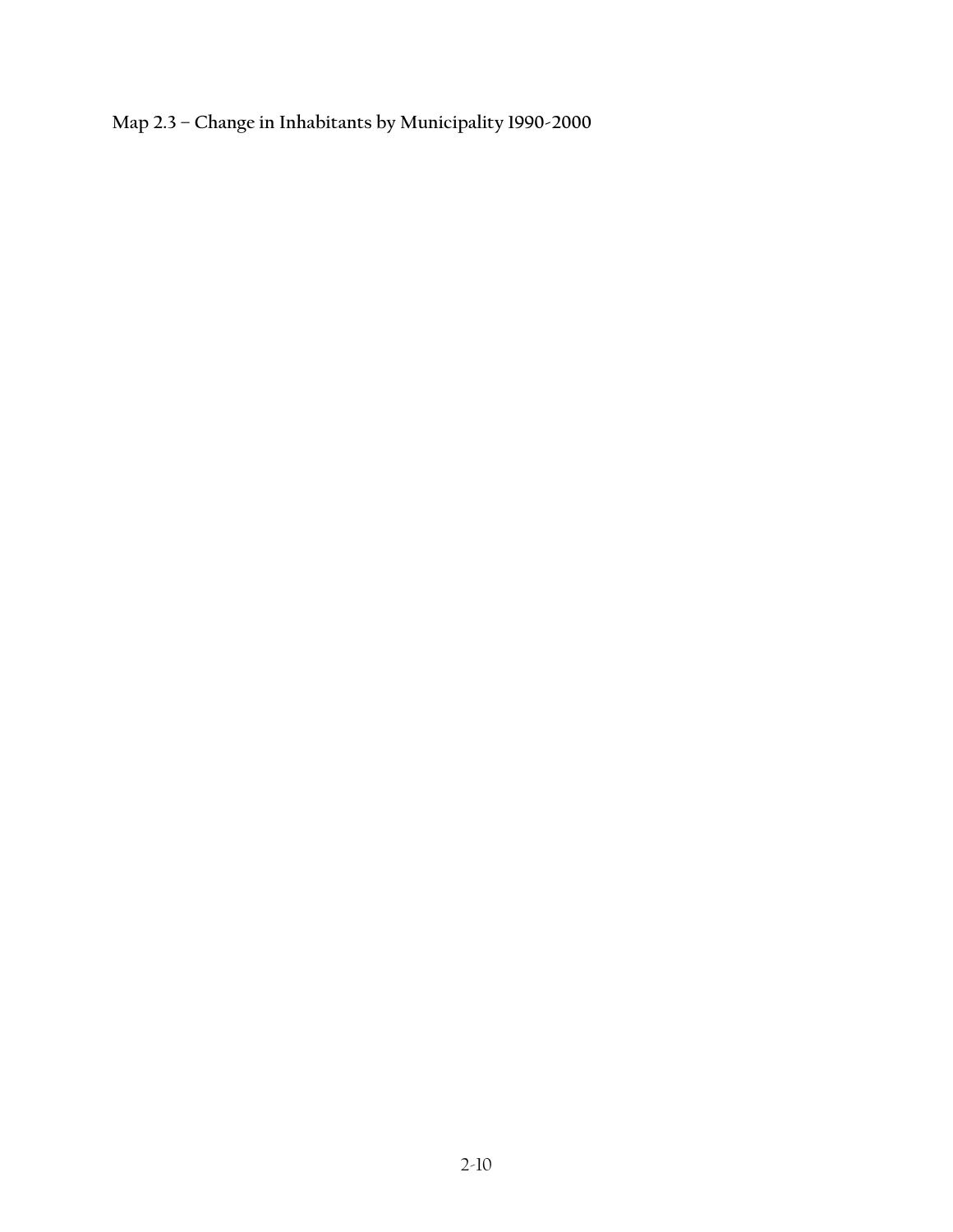**Map 2.3 – Change in Inhabitants by Municipality 1990-2000**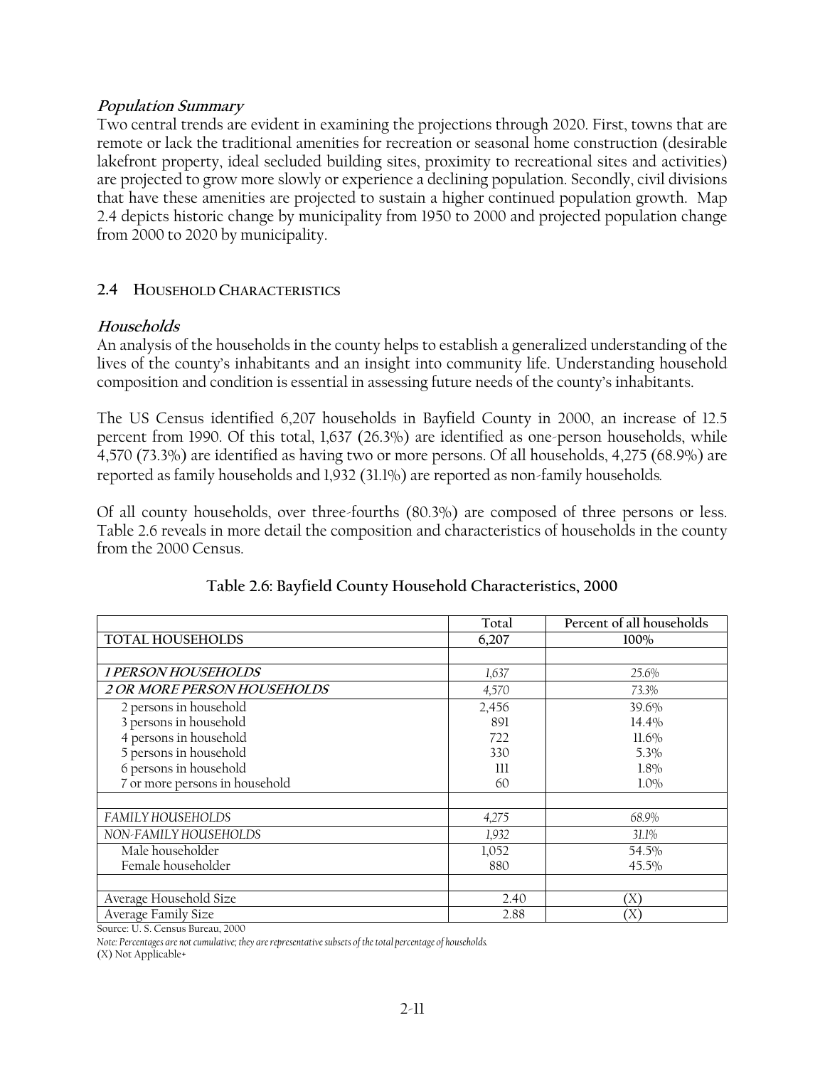### *Population Summary*

Two central trends are evident in examining the projections through 2020. First, towns that are remote or lack the traditional amenities for recreation or seasonal home construction (desirable lakefront property, ideal secluded building sites, proximity to recreational sites and activities) are projected to grow more slowly or experience a declining population. Secondly, civil divisions that have these amenities are projected to sustain a higher continued population growth. Map 2.4 depicts historic change by municipality from 1950 to 2000 and projected population change from 2000 to 2020 by municipality.

## 2.4 HOUSEHOLD CHARACTERISTICS

### *Households*

An analysis of the households in the county helps to establish a generalized understanding of the lives of the county's inhabitants and an insight into community life. Understanding household composition and condition is essential in assessing future needs of the county's inhabitants.

The US Census identified 6,207 households in Bayfield County in 2000, an increase of 12.5 percent from 1990. Of this total, 1,637 (26.3%) are identified as one-person households, while 4,570 (73.3%) are identified as having two or more persons. Of all households, 4,275 (68.9%) are reported as family households and 1,932 (31.1%) are reported as non-family households.

Of all county households, over three-fourths (80.3%) are composed of three persons or less. Table 2.6 reveals in more detail the composition and characteristics of households in the county from the 2000 Census.

**Table 2.6: Bayfield County Household Characteristics, 2000**

| | Total | Percent of all households |
|---|---|---|
| TOTAL HOUSEHOLDS | 6,207 | 100% |
| | | |
| *1 PERSON HOUSEHOLDS* | *1,637* | *25.6%* |
| *2 OR MORE PERSON HOUSEHOLDS* | *4,570* | *73.3%* |
| 2 persons in household | 2,456 | 39.6% |
| 3 persons in household | 891 | 14.4% |
| 4 persons in household | 722 | 11.6% |
| 5 persons in household | 330 | 5.3% |
| 6 persons in household | 111 | 1.8% |
| 7 or more persons in household | 60 | 1.0% |
| | | |
| *FAMILY HOUSEHOLDS* | *4,275* | *68.9%* |
| *NON-FAMILY HOUSEHOLDS* | *1,932* | *31.1%* |
| Male householder | 1,052 | 54.5% |
| Female householder | 880 | 45.5% |
| | | |
| Average Household Size | 2.40 | (X) |
| Average Family Size | 2.88 | (X) |

Source: U. S. Census Bureau, 2000

*Note: Percentages are not cumulative; they are representative subsets of the total percentage of households.*

(X) Not Applicable+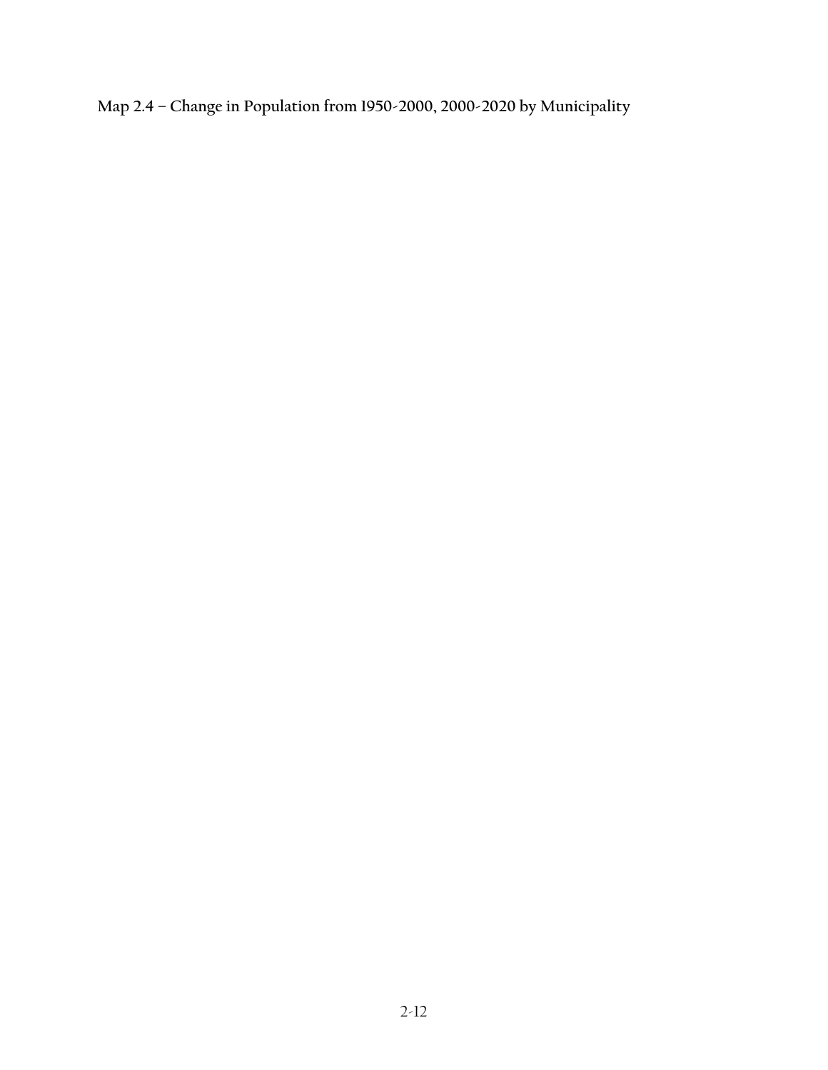**Map 2.4 – Change in Population from 1950-2000, 2000-2020 by Municipality**